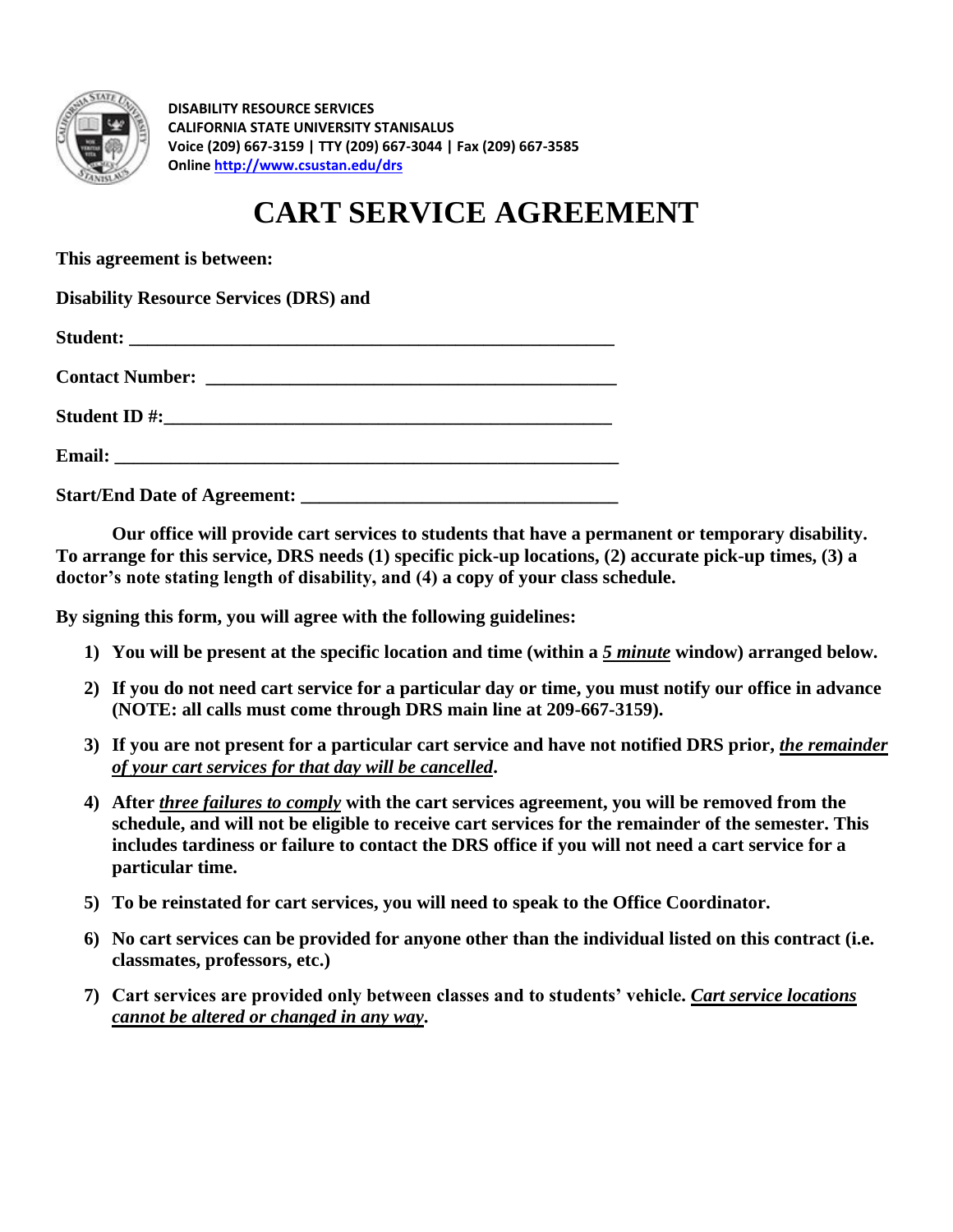**DISABILITY RESOURCE SERVICES**
**CALIFORNIA STATE UNIVERSITY STANISLAUS**
**Voice (209) 667-3159 | TTY (209) 667-3044 | Fax (209) 667-3585**
**Online [http://www.csustan.edu/drs](http://www.csustan.edu/drs)**

# CART SERVICE AGREEMENT

**This agreement is between:**

**Disability Resource Services (DRS) and**

**Student:** ______________________________________________________

**Contact Number:** ______________________________________________

**Student ID #:**_________________________________________________

**Email:** _______________________________________________________

**Start/End Date of Agreement:** __________________________________

**Our office will provide cart services to students that have a permanent or temporary disability. To arrange for this service, DRS needs (1) specific pick-up locations, (2) accurate pick-up times, (3) a doctor's note stating length of disability, and (4) a copy of your class schedule.**

**By signing this form, you will agree with the following guidelines:**

1) **You will be present at the specific location and time (within a *<u>5 minute</u>* window) arranged below.**
2) **If you do not need cart service for a particular day or time, you must notify our office in advance (NOTE: all calls must come through DRS main line at 209-667-3159).**
3) **If you are not present for a particular cart service and have not notified DRS prior, *<u>the remainder of your cart services for that day will be cancelled</u>*.**
4) **After *<u>three failures to comply</u>* with the cart services agreement, you will be removed from the schedule, and will not be eligible to receive cart services for the remainder of the semester. This includes tardiness or failure to contact the DRS office if you will not need a cart service for a particular time.**
5) **To be reinstated for cart services, you will need to speak to the Office Coordinator.**
6) **No cart services can be provided for anyone other than the individual listed on this contract (i.e. classmates, professors, etc.)**
7) **Cart services are provided only between classes and to students' vehicle. *<u>Cart service locations cannot be altered or changed in any way</u>*.**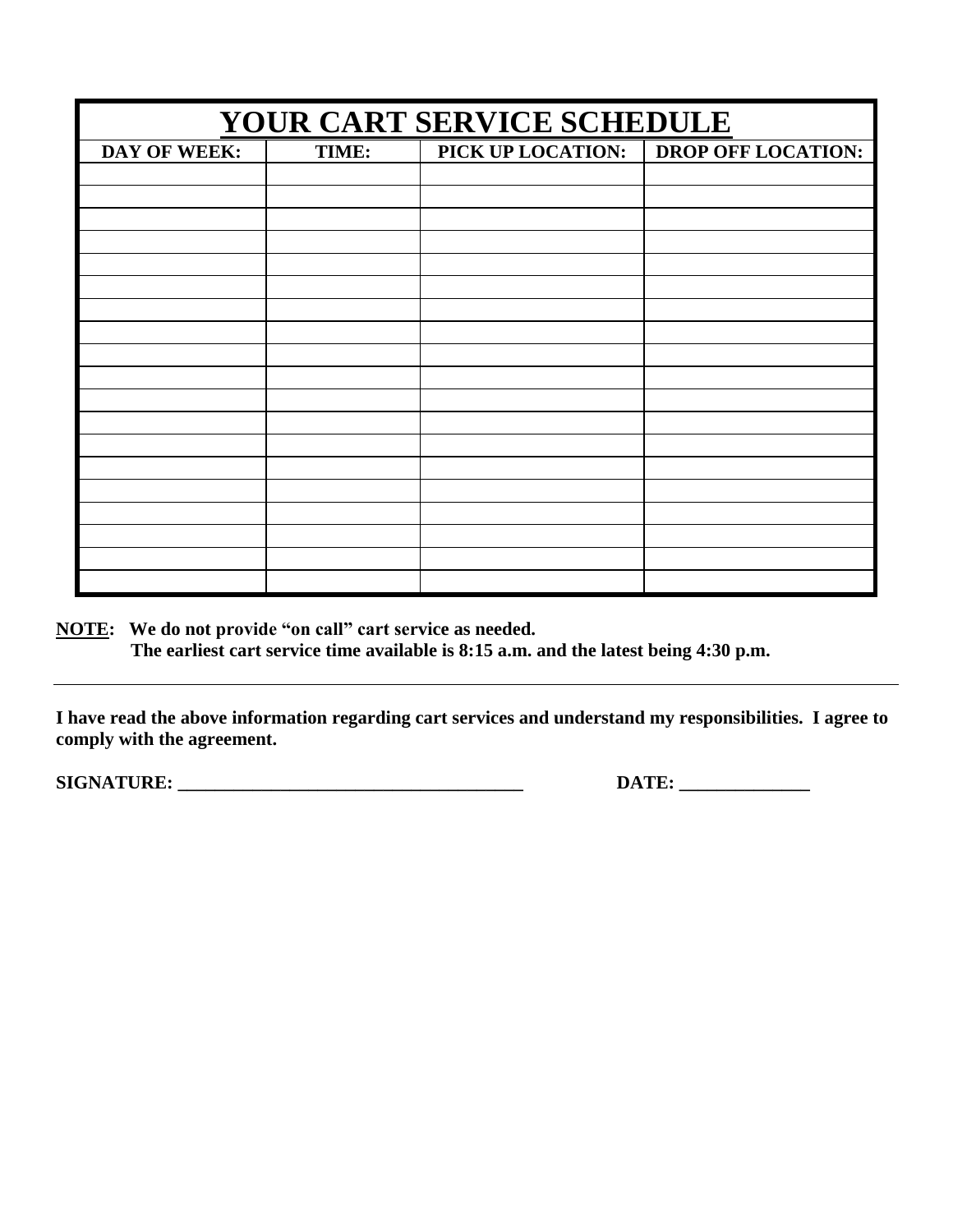# YOUR CART SERVICE SCHEDULE

| DAY OF WEEK: | TIME: | PICK UP LOCATION: | DROP OFF LOCATION: |
|---|---|---|---|
| | | | |
| | | | |
| | | | |
| | | | |
| | | | |
| | | | |
| | | | |
| | | | |
| | | | |
| | | | |
| | | | |
| | | | |
| | | | |
| | | | |
| | | | |
| | | | |
| | | | |
| | | | |
| | | | |

**NOTE: We do not provide "on call" cart service as needed.**
**The earliest cart service time available is 8:15 a.m. and the latest being 4:30 p.m.**

---

**I have read the above information regarding cart services and understand my responsibilities. I agree to comply with the agreement.**

**SIGNATURE: \_\_\_\_\_\_\_\_\_\_\_\_\_\_\_\_\_\_\_\_\_\_\_\_\_\_\_\_\_\_\_\_\_\_\_\_\_\_ DATE: \_\_\_\_\_\_\_\_\_\_\_\_\_\_**